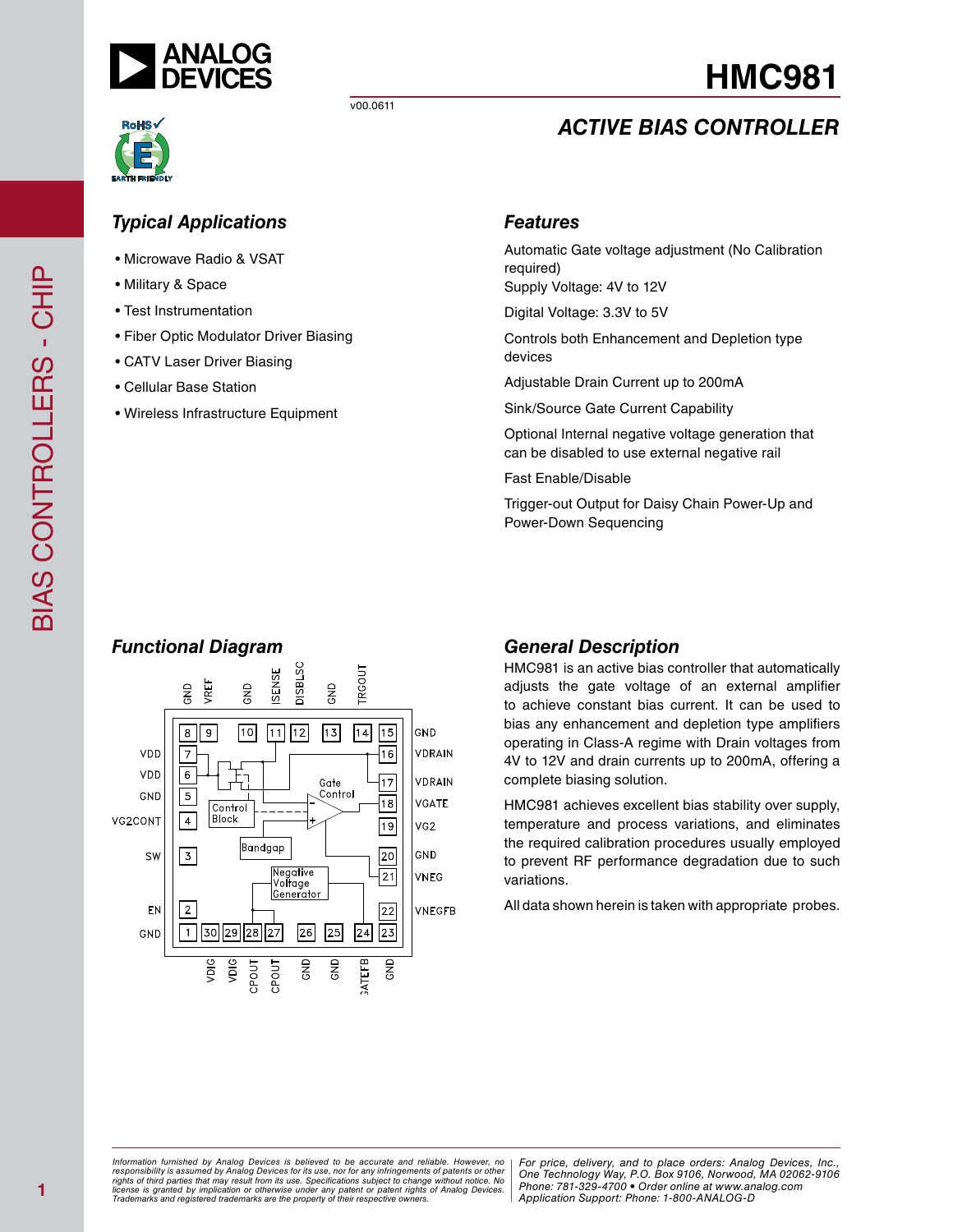# HMC981

v00.0611

## ACTIVE BIAS CONTROLLER

### Typical Applications

- Microwave Radio & VSAT
- Military & Space
- Test Instrumentation
- Fiber Optic Modulator Driver Biasing
- CATV Laser Driver Biasing
- Cellular Base Station
- Wireless Infrastructure Equipment

### Features

Automatic Gate voltage adjustment (No Calibration required)
Supply Voltage: 4V to 12V

Digital Voltage: 3.3V to 5V

Controls both Enhancement and Depletion type devices

Adjustable Drain Current up to 200mA

Sink/Source Gate Current Capability

Optional Internal negative voltage generation that can be disabled to use external negative rail

Fast Enable/Disable

Trigger-out Output for Daisy Chain Power-Up and Power-Down Sequencing

### Functional Diagram

### General Description

HMC981 is an active bias controller that automatically adjusts the gate voltage of an external amplifier to achieve constant bias current. It can be used to bias any enhancement and depletion type amplifiers operating in Class-A regime with Drain voltages from 4V to 12V and drain currents up to 200mA, offering a complete biasing solution.

HMC981 achieves excellent bias stability over supply, temperature and process variations, and eliminates the required calibration procedures usually employed to prevent RF performance degradation due to such variations.

All data shown herein is taken with appropriate probes.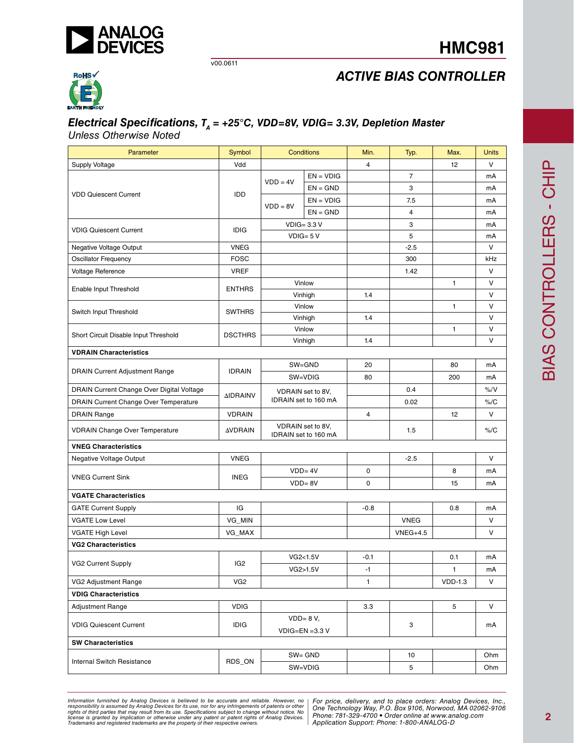## Electrical Specifications, $T_A$ = +25°C, VDD=8V, VDIG= 3.3V, Depletion Master

*Unless Otherwise Noted*

| Parameter | Symbol | Conditions | | Min. | Typ. | Max. | Units |
|---|---|---|---|---|---|---|---|
| Supply Voltage | Vdd | | | 4 | | 12 | V |
| VDD Quiescent Current | IDD | VDD = 4V | EN = VDIG | | 7 | | mA |
| | | | EN = GND | | 3 | | mA |
| | | VDD = 8V | EN = VDIG | | 7.5 | | mA |
| | | | EN = GND | | 4 | | mA |
| VDIG Quiescent Current | IDIG | VDIG= 3.3 V | | | 3 | | mA |
| | | VDIG= 5 V | | | 5 | | mA |
| Negative Voltage Output | VNEG | | | | -2.5 | | V |
| Oscillator Frequency | FOSC | | | | 300 | | kHz |
| Voltage Reference | VREF | | | | 1.42 | | V |
| Enable Input Threshold | ENTHRS | Vinlow | | | | 1 | V |
| | | Vinhigh | | 1.4 | | | V |
| Switch Input Threshold | SWTHRS | Vinlow | | | | 1 | V |
| | | Vinhigh | | 1.4 | | | V |
| Short Circuit Disable Input Threshold | DSCTHRS | Vinlow | | | | 1 | V |
| | | Vinhigh | | 1.4 | | | V |
| **VDRAIN Characteristics** | | | | | | | |
| DRAIN Current Adjustment Range | IDRAIN | SW=GND | | 20 | | 80 | mA |
| | | SW=VDIG | | 80 | | 200 | mA |
| DRAIN Current Change Over Digital Voltage | ΔIDRAINV | VDRAIN set to 8V, IDRAIN set to 160 mA | | | 0.4 | | %/V |
| DRAIN Current Change Over Temperature | | | | | 0.02 | | %/C |
| DRAIN Range | VDRAIN | | | 4 | | 12 | V |
| VDRAIN Change Over Temperature | ΔVDRAIN | VDRAIN set to 8V, IDRAIN set to 160 mA | | | 1.5 | | %/C |
| **VNEG Characteristics** | | | | | | | |
| Negative Voltage Output | VNEG | | | | -2.5 | | V |
| VNEG Current Sink | INEG | VDD= 4V | | 0 | | 8 | mA |
| | | VDD= 8V | | 0 | | 15 | mA |
| **VGATE Characteristics** | | | | | | | |
| GATE Current Supply | IG | | | -0.8 | | 0.8 | mA |
| VGATE Low Level | VG_MIN | | | | VNEG | | V |
| VGATE High Level | VG_MAX | | | | VNEG+4.5 | | V |
| **VG2 Characteristics** | | | | | | | |
| VG2 Current Supply | IG2 | VG2<1.5V | | -0.1 | | 0.1 | mA |
| | | VG2>1.5V | | -1 | | 1 | mA |
| VG2 Adjustment Range | VG2 | | | 1 | | VDD-1.3 | V |
| **VDIG Characteristics** | | | | | | | |
| Adjustment Range | VDIG | | | 3.3 | | 5 | V |
| VDIG Quiescent Current | IDIG | VDD= 8 V, VDIG=EN =3.3 V | | | 3 | | mA |
| **SW Characteristics** | | | | | | | |
| Internal Switch Resistance | RDS_ON | SW= GND | | | 10 | | Ohm |
| | | SW=VDIG | | | 5 | | Ohm |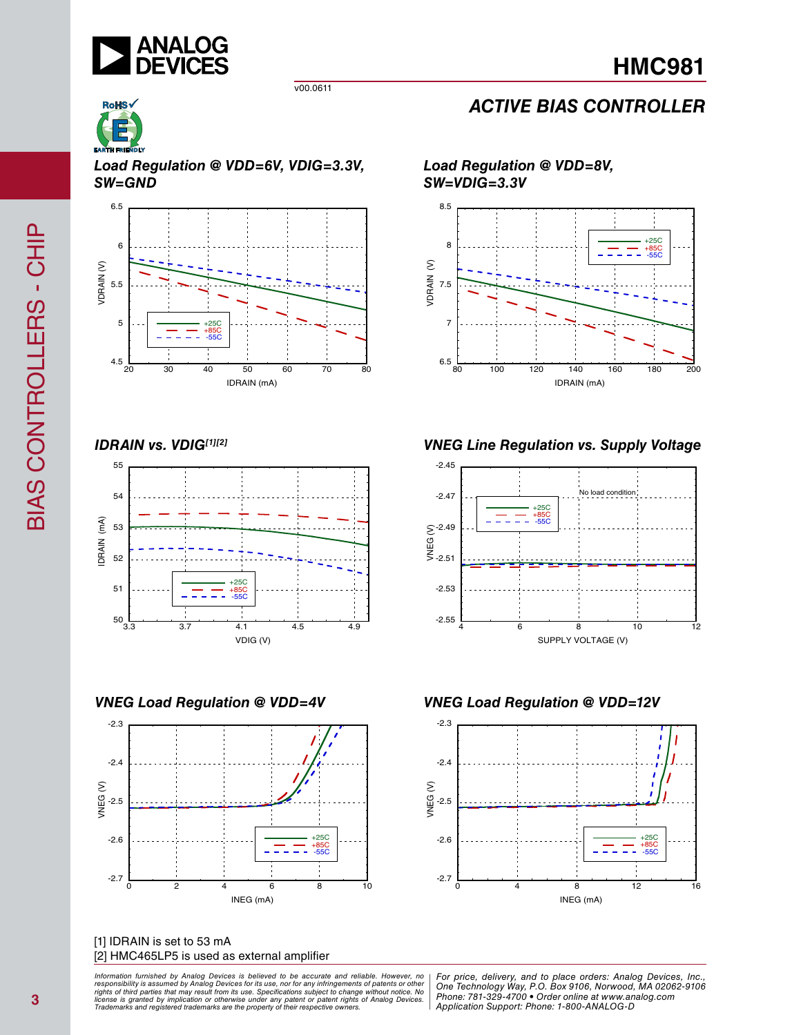### Load Regulation @ VDD=6V, VDIG=3.3V, SW=GND

### Load Regulation @ VDD=8V, SW=VDIG=3.3V

### IDRAIN vs. VDIG[1][2]

### VNEG Line Regulation vs. Supply Voltage

### VNEG Load Regulation @ VDD=4V

### VNEG Load Regulation @ VDD=12V

[1] IDRAIN is set to 53 mA
[2] HMC465LP5 is used as external amplifier

*Information furnished by Analog Devices is believed to be accurate and reliable. However, no responsibility is assumed by Analog Devices for its use, nor for any infringements of patents or other rights of third parties that may result from its use. Specifications subject to change without notice. No license is granted by implication or otherwise under any patent or patent rights of Analog Devices. Trademarks and registered trademarks are the property of their respective owners.*

*For price, delivery, and to place orders: Analog Devices, Inc., One Technology Way, P.O. Box 9106, Norwood, MA 02062-9106 Phone: 781-329-4700 • Order online at www.analog.com Application Support: Phone: 1-800-ANALOG-D*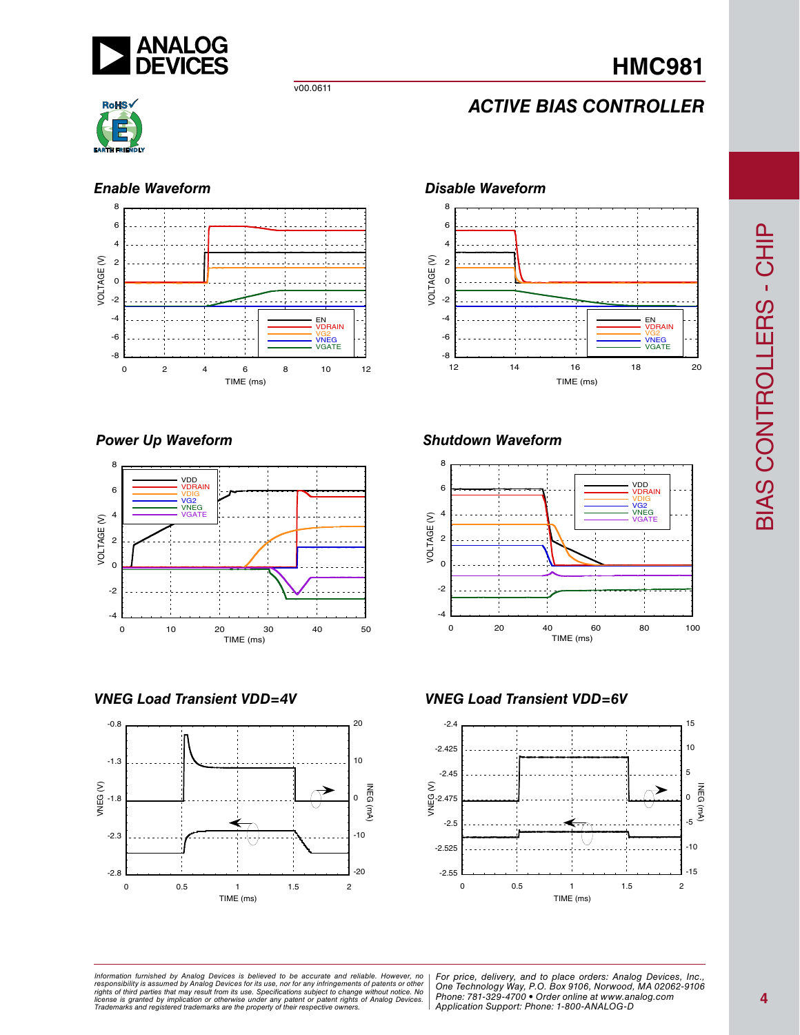## Enable Waveform

## Disable Waveform

## Power Up Waveform

## Shutdown Waveform

## VNEG Load Transient VDD=4V

## VNEG Load Transient VDD=6V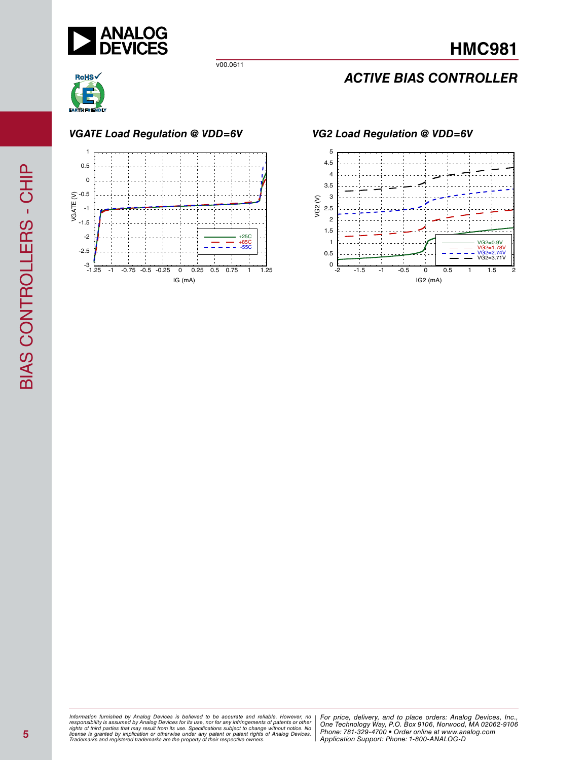### VGATE Load Regulation @ VDD=6V

### VG2 Load Regulation @ VDD=6V

*Information furnished by Analog Devices is believed to be accurate and reliable. However, no responsibility is assumed by Analog Devices for its use, nor for any infringements of patents or other rights of third parties that may result from its use. Specifications subject to change without notice. No license is granted by implication or otherwise under any patent or patent rights of Analog Devices. Trademarks and registered trademarks are the property of their respective owners.*

*For price, delivery, and to place orders: Analog Devices, Inc., One Technology Way, P.O. Box 9106, Norwood, MA 02062-9106 Phone: 781-329-4700 • Order online at www.analog.com Application Support: Phone: 1-800-ANALOG-D*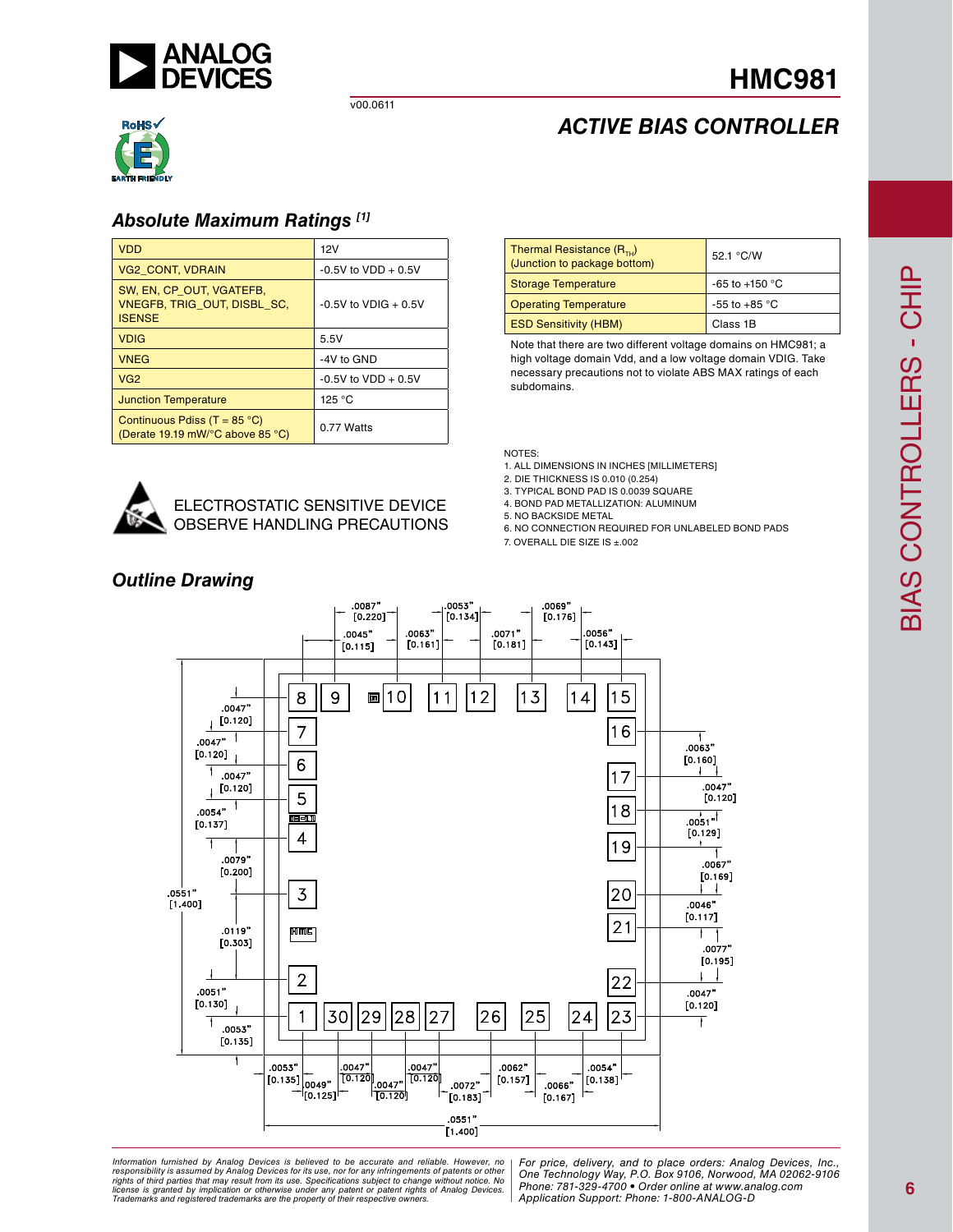## Absolute Maximum Ratings [1]

| | |
|---|---|
| VDD | 12V |
| VG2_CONT, VDRAIN | -0.5V to VDD + 0.5V |
| SW, EN, CP_OUT, VGATEFB, VNEGFB, TRIG_OUT, DISBL_SC, ISENSE | -0.5V to VDIG + 0.5V |
| VDIG | 5.5V |
| VNEG | -4V to GND |
| VG2 | -0.5V to VDD + 0.5V |
| Junction Temperature | 125 °C |
| Continuous Pdiss (T = 85 °C) (Derate 19.19 mW/°C above 85 °C) | 0.77 Watts |

| | |
|---|---|
| Thermal Resistance ($R_{TH}$) (Junction to package bottom) | 52.1 °C/W |
| Storage Temperature | -65 to +150 °C |
| Operating Temperature | -55 to +85 °C |
| ESD Sensitivity (HBM) | Class 1B |

Note that there are two different voltage domains on HMC981; a high voltage domain Vdd, and a low voltage domain VDIG. Take necessary precautions not to violate ABS MAX ratings of each subdomains.

ELECTROSTATIC SENSITIVE DEVICE
OBSERVE HANDLING PRECAUTIONS

NOTES:
1. ALL DIMENSIONS IN INCHES [MILLIMETERS]
2. DIE THICKNESS IS 0.010 (0.254)
3. TYPICAL BOND PAD IS 0.0039 SQUARE
4. BOND PAD METALLIZATION: ALUMINUM
5. NO BACKSIDE METAL
6. NO CONNECTION REQUIRED FOR UNLABELED BOND PADS
7. OVERALL DIE SIZE IS ±.002

## Outline Drawing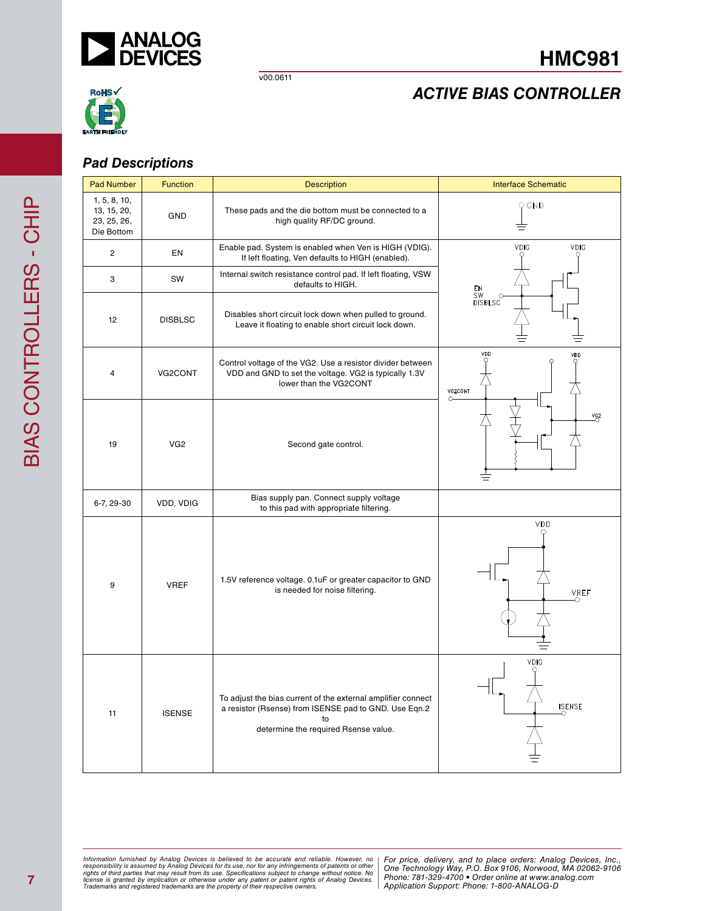## Pad Descriptions

| Pad Number | Function | Description | Interface Schematic |
|---|---|---|---|
| 1, 5, 8, 10, 13, 15, 20, 23, 25, 26, Die Bottom | GND | These pads and the die bottom must be connected to a high quality RF/DC ground. | |
| 2 | EN | Enable pad. System is enabled when Ven is HIGH (VDIG). If left floating, Ven defaults to HIGH (enabled). | |
| 3 | SW | Internal switch resistance control pad. If left floating, VSW defaults to HIGH. | |
| 12 | DISBLSC | Disables short circuit lock down when pulled to ground. Leave it floating to enable short circuit lock down. | |
| 4 | VG2CONT | Control voltage of the VG2. Use a resistor divider between VDD and GND to set the voltage. VG2 is typically 1.3V lower than the VG2CONT | |
| 19 | VG2 | Second gate control. | |
| 6-7, 29-30 | VDD, VDIG | Bias supply pan. Connect supply voltage to this pad with appropriate filtering. | |
| 9 | VREF | 1.5V reference voltage. 0.1uF or greater capacitor to GND is needed for noise filtering. | |
| 11 | ISENSE | To adjust the bias current of the external amplifier connect a resistor (Rsense) from ISENSE pad to GND. Use Eqn.2 to determine the required Rsense value. | |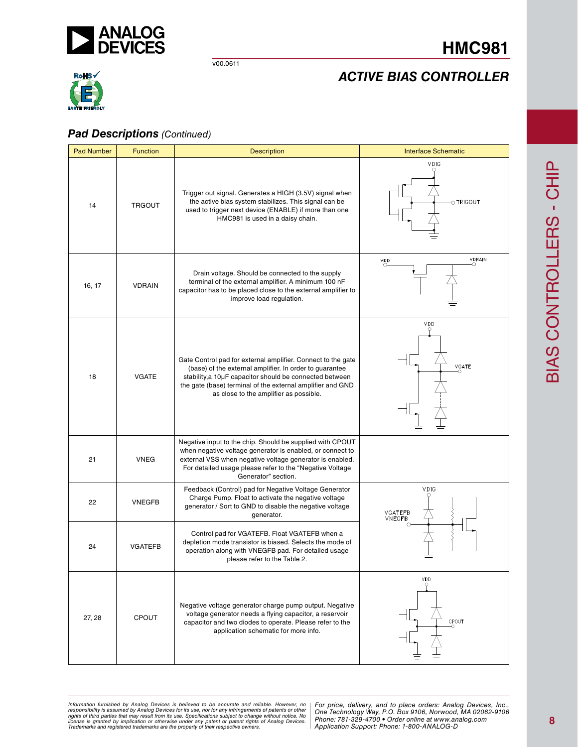## Pad Descriptions *(Continued)*

| Pad Number | Function | Description | Interface Schematic |
|---|---|---|---|
| 14 | TRGOUT | Trigger out signal. Generates a HIGH (3.5V) signal when the active bias system stabilizes. This signal can be used to trigger next device (ENABLE) if more than one HMC981 is used in a daisy chain. | |
| 16, 17 | VDRAIN | Drain voltage. Should be connected to the supply terminal of the external amplifier. A minimum 100 nF capacitor has to be placed close to the external amplifier to improve load regulation. | |
| 18 | VGATE | Gate Control pad for external amplifier. Connect to the gate (base) of the external amplifier. In order to guarantee stability,a 10µF capacitor should be connected between the gate (base) terminal of the external amplifier and GND as close to the amplifier as possible. | |
| 21 | VNEG | Negative input to the chip. Should be supplied with CPOUT when negative voltage generator is enabled, or connect to external VSS when negative voltage generator is enabled. For detailed usage please refer to the "Negative Voltage Generator" section. | |
| 22 | VNEGFB | Feedback (Control) pad for Negative Voltage Generator Charge Pump. Float to activate the negative voltage generator / Sort to GND to disable the negative voltage generator. | |
| 24 | VGATEFB | Control pad for VGATEFB. Float VGATEFB when a depletion mode transistor is biased. Selects the mode of operation along with VNEGFB pad. For detailed usage please refer to the Table 2. | |
| 27, 28 | CPOUT | Negative voltage generator charge pump output. Negative voltage generator needs a flying capacitor, a reservoir capacitor and two diodes to operate. Please refer to the application schematic for more info. | |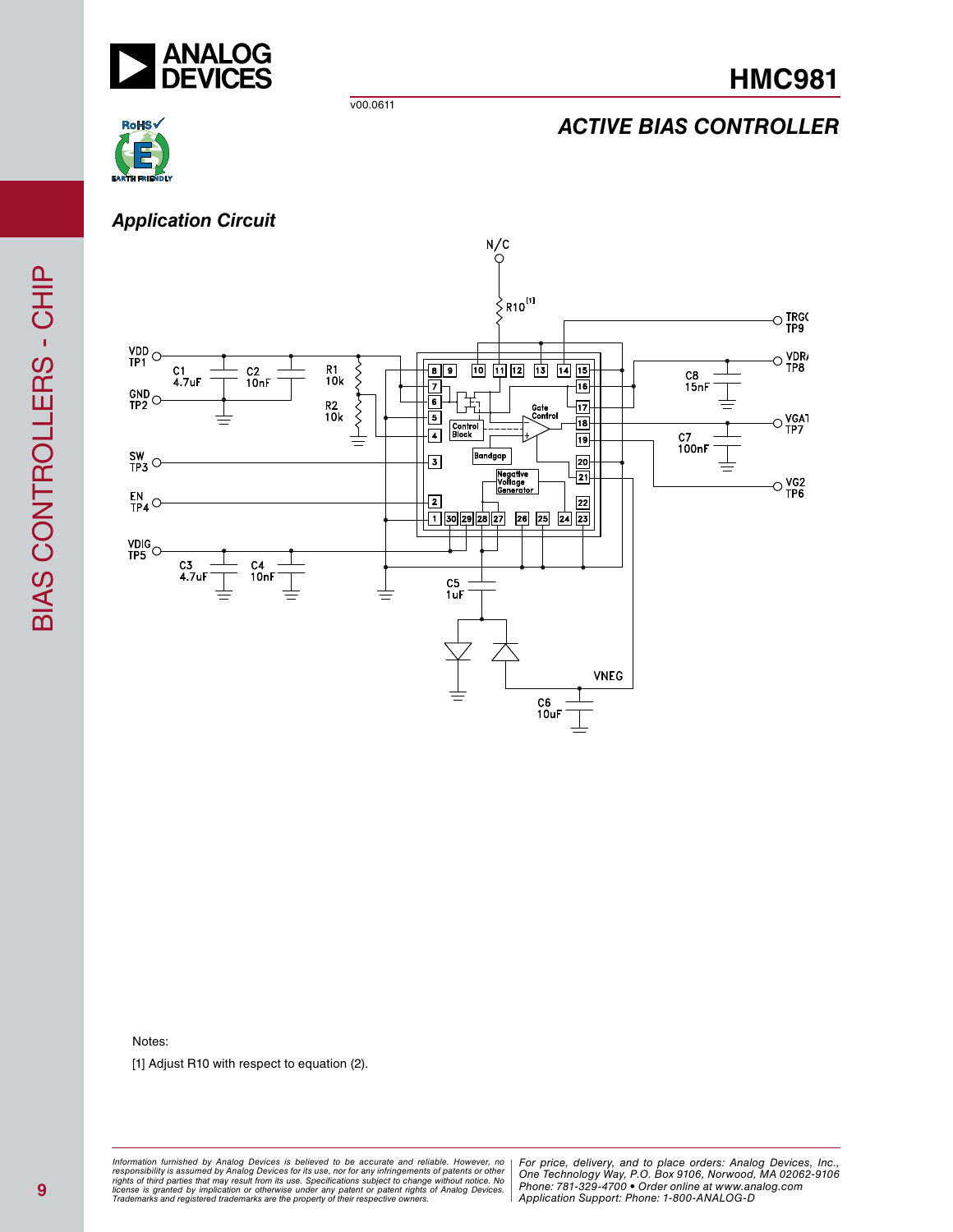## Application Circuit

Notes:

[1] Adjust R10 with respect to equation (2).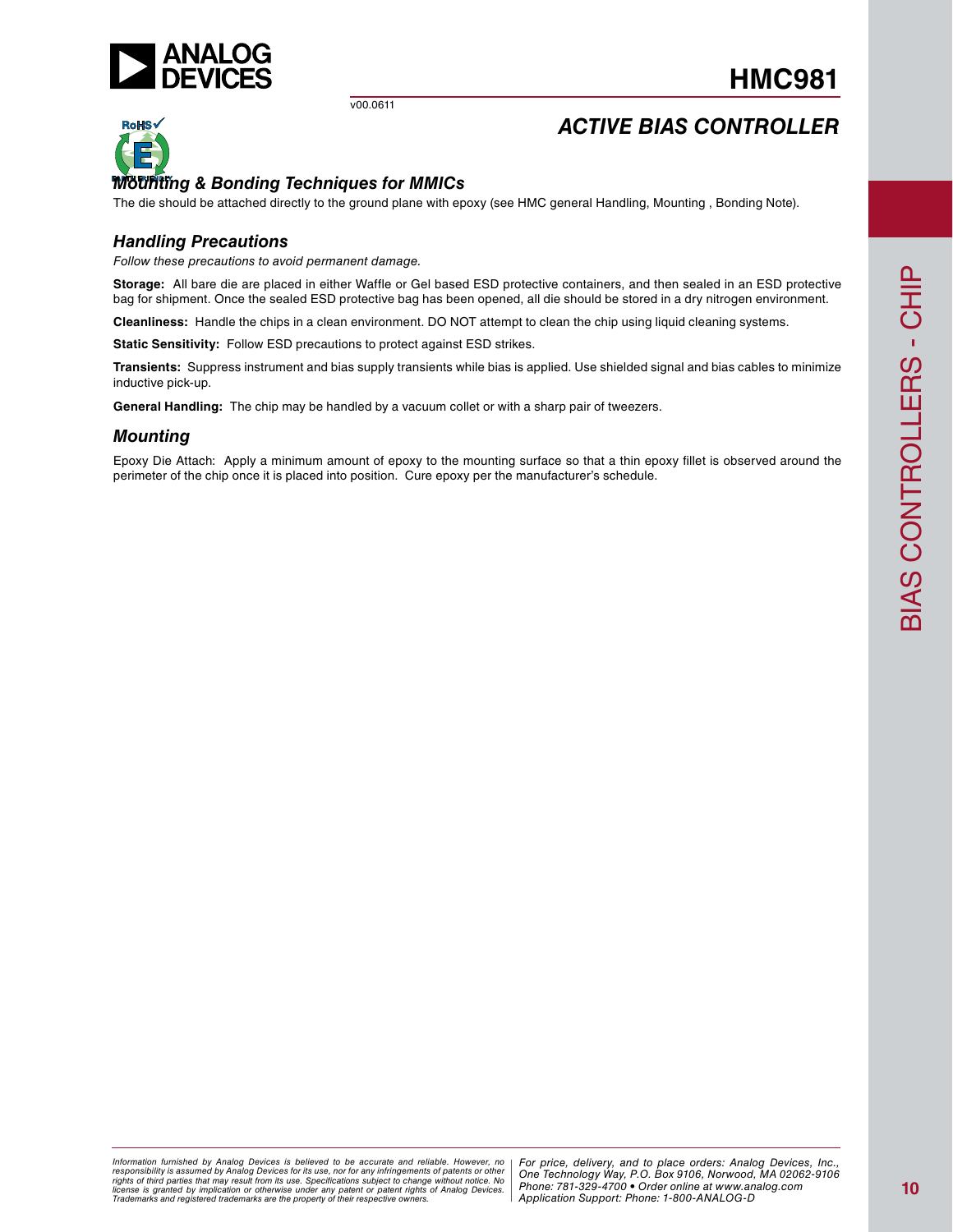## Mounting & Bonding Techniques for MMICs

The die should be attached directly to the ground plane with epoxy (see HMC general Handling, Mounting , Bonding Note).

### Handling Precautions

*Follow these precautions to avoid permanent damage.*

**Storage:** All bare die are placed in either Waffle or Gel based ESD protective containers, and then sealed in an ESD protective bag for shipment. Once the sealed ESD protective bag has been opened, all die should be stored in a dry nitrogen environment.

**Cleanliness:** Handle the chips in a clean environment. DO NOT attempt to clean the chip using liquid cleaning systems.

**Static Sensitivity:** Follow ESD precautions to protect against ESD strikes.

**Transients:** Suppress instrument and bias supply transients while bias is applied. Use shielded signal and bias cables to minimize inductive pick-up.

**General Handling:** The chip may be handled by a vacuum collet or with a sharp pair of tweezers.

### Mounting

Epoxy Die Attach: Apply a minimum amount of epoxy to the mounting surface so that a thin epoxy fillet is observed around the perimeter of the chip once it is placed into position. Cure epoxy per the manufacturer's schedule.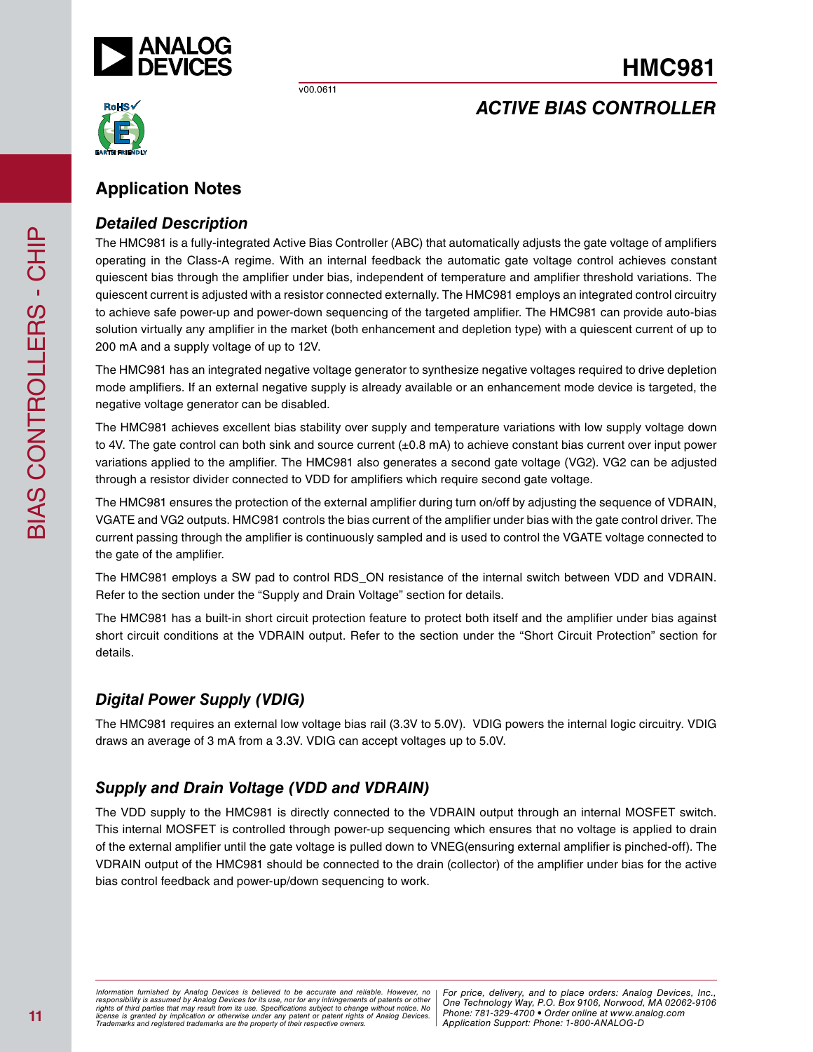## Application Notes

### Detailed Description

The HMC981 is a fully-integrated Active Bias Controller (ABC) that automatically adjusts the gate voltage of amplifiers operating in the Class-A regime. With an internal feedback the automatic gate voltage control achieves constant quiescent bias through the amplifier under bias, independent of temperature and amplifier threshold variations. The quiescent current is adjusted with a resistor connected externally. The HMC981 employs an integrated control circuitry to achieve safe power-up and power-down sequencing of the targeted amplifier. The HMC981 can provide auto-bias solution virtually any amplifier in the market (both enhancement and depletion type) with a quiescent current of up to 200 mA and a supply voltage of up to 12V.

The HMC981 has an integrated negative voltage generator to synthesize negative voltages required to drive depletion mode amplifiers. If an external negative supply is already available or an enhancement mode device is targeted, the negative voltage generator can be disabled.

The HMC981 achieves excellent bias stability over supply and temperature variations with low supply voltage down to 4V. The gate control can both sink and source current (±0.8 mA) to achieve constant bias current over input power variations applied to the amplifier. The HMC981 also generates a second gate voltage (VG2). VG2 can be adjusted through a resistor divider connected to VDD for amplifiers which require second gate voltage.

The HMC981 ensures the protection of the external amplifier during turn on/off by adjusting the sequence of VDRAIN, VGATE and VG2 outputs. HMC981 controls the bias current of the amplifier under bias with the gate control driver. The current passing through the amplifier is continuously sampled and is used to control the VGATE voltage connected to the gate of the amplifier.

The HMC981 employs a SW pad to control RDS_ON resistance of the internal switch between VDD and VDRAIN. Refer to the section under the "Supply and Drain Voltage" section for details.

The HMC981 has a built-in short circuit protection feature to protect both itself and the amplifier under bias against short circuit conditions at the VDRAIN output. Refer to the section under the "Short Circuit Protection" section for details.

### Digital Power Supply (VDIG)

The HMC981 requires an external low voltage bias rail (3.3V to 5.0V). VDIG powers the internal logic circuitry. VDIG draws an average of 3 mA from a 3.3V. VDIG can accept voltages up to 5.0V.

### Supply and Drain Voltage (VDD and VDRAIN)

The VDD supply to the HMC981 is directly connected to the VDRAIN output through an internal MOSFET switch. This internal MOSFET is controlled through power-up sequencing which ensures that no voltage is applied to drain of the external amplifier until the gate voltage is pulled down to VNEG(ensuring external amplifier is pinched-off). The VDRAIN output of the HMC981 should be connected to the drain (collector) of the amplifier under bias for the active bias control feedback and power-up/down sequencing to work.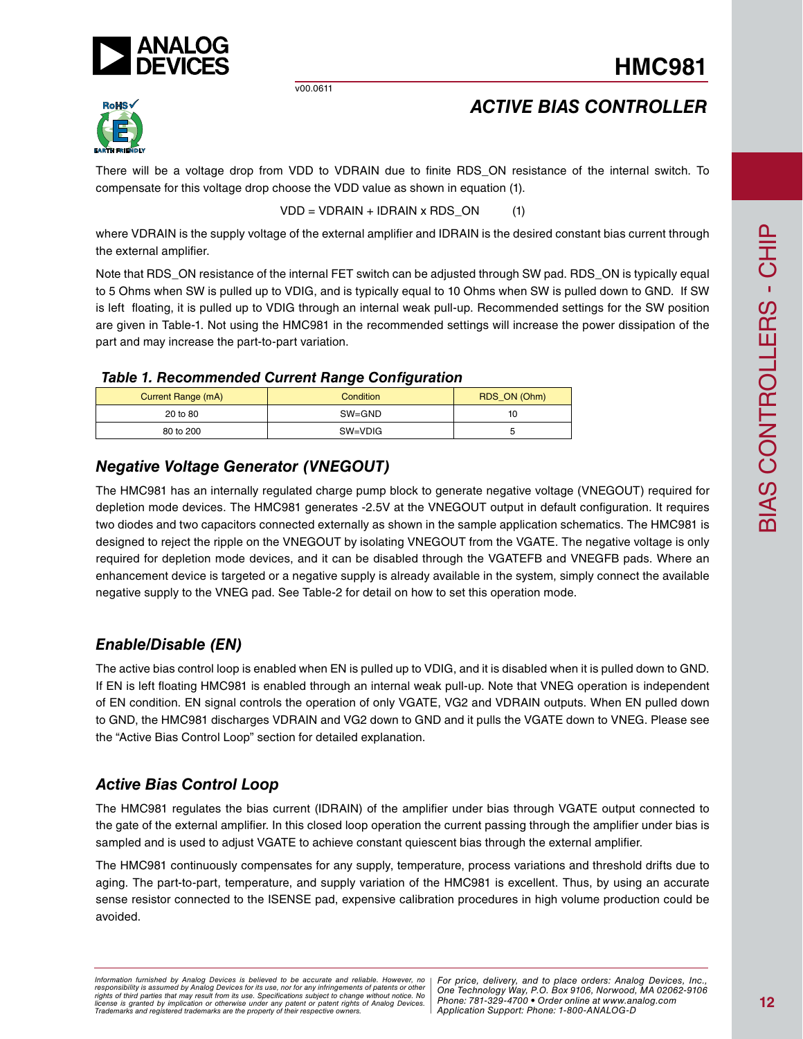There will be a voltage drop from VDD to VDRAIN due to finite RDS_ON resistance of the internal switch. To compensate for this voltage drop choose the VDD value as shown in equation (1).

$$VDD = VDRAIN + IDRAIN \times RDS\_ON \qquad (1)$$

where VDRAIN is the supply voltage of the external amplifier and IDRAIN is the desired constant bias current through the external amplifier.

Note that RDS_ON resistance of the internal FET switch can be adjusted through SW pad. RDS_ON is typically equal to 5 Ohms when SW is pulled up to VDIG, and is typically equal to 10 Ohms when SW is pulled down to GND. If SW is left floating, it is pulled up to VDIG through an internal weak pull-up. Recommended settings for the SW position are given in Table-1. Not using the HMC981 in the recommended settings will increase the power dissipation of the part and may increase the part-to-part variation.

***Table 1. Recommended Current Range Configuration***

| Current Range (mA) | Condition | RDS_ON (Ohm) |
|---|---|---|
| 20 to 80 | SW=GND | 10 |
| 80 to 200 | SW=VDIG | 5 |

## *Negative Voltage Generator (VNEGOUT)*

The HMC981 has an internally regulated charge pump block to generate negative voltage (VNEGOUT) required for depletion mode devices. The HMC981 generates -2.5V at the VNEGOUT output in default configuration. It requires two diodes and two capacitors connected externally as shown in the sample application schematics. The HMC981 is designed to reject the ripple on the VNEGOUT by isolating VNEGOUT from the VGATE. The negative voltage is only required for depletion mode devices, and it can be disabled through the VGATEFB and VNEGFB pads. Where an enhancement device is targeted or a negative supply is already available in the system, simply connect the available negative supply to the VNEG pad. See Table-2 for detail on how to set this operation mode.

## *Enable/Disable (EN)*

The active bias control loop is enabled when EN is pulled up to VDIG, and it is disabled when it is pulled down to GND. If EN is left floating HMC981 is enabled through an internal weak pull-up. Note that VNEG operation is independent of EN condition. EN signal controls the operation of only VGATE, VG2 and VDRAIN outputs. When EN pulled down to GND, the HMC981 discharges VDRAIN and VG2 down to GND and it pulls the VGATE down to VNEG. Please see the "Active Bias Control Loop" section for detailed explanation.

## *Active Bias Control Loop*

The HMC981 regulates the bias current (IDRAIN) of the amplifier under bias through VGATE output connected to the gate of the external amplifier. In this closed loop operation the current passing through the amplifier under bias is sampled and is used to adjust VGATE to achieve constant quiescent bias through the external amplifier.

The HMC981 continuously compensates for any supply, temperature, process variations and threshold drifts due to aging. The part-to-part, temperature, and supply variation of the HMC981 is excellent. Thus, by using an accurate sense resistor connected to the ISENSE pad, expensive calibration procedures in high volume production could be avoided.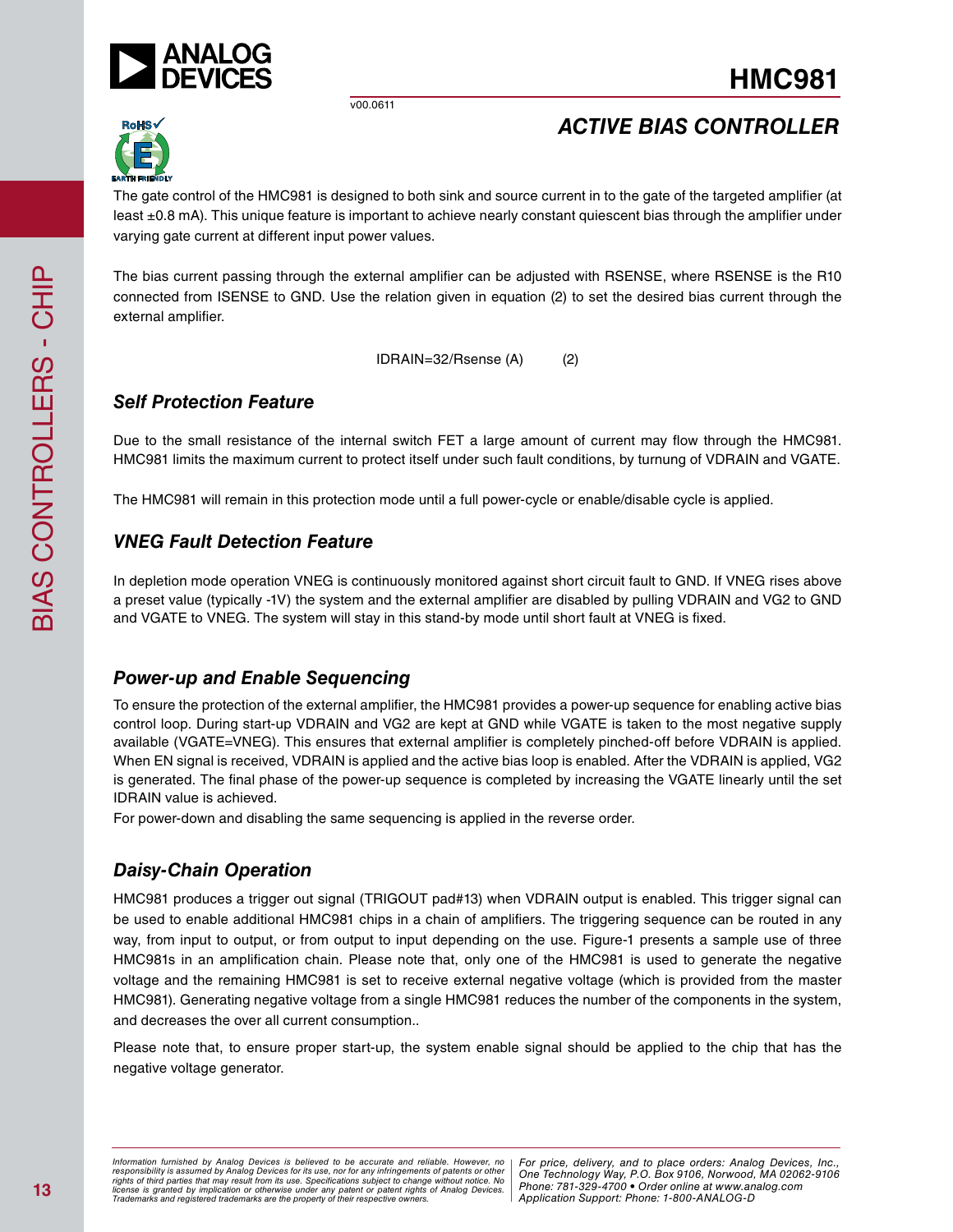The gate control of the HMC981 is designed to both sink and source current in to the gate of the targeted amplifier (at least ±0.8 mA). This unique feature is important to achieve nearly constant quiescent bias through the amplifier under varying gate current at different input power values.

The bias current passing through the external amplifier can be adjusted with RSENSE, where RSENSE is the R10 connected from ISENSE to GND. Use the relation given in equation (2) to set the desired bias current through the external amplifier.

$$IDRAIN = 32/Rsense \text{ (A)} \qquad (2)$$

### *Self Protection Feature*

Due to the small resistance of the internal switch FET a large amount of current may flow through the HMC981. HMC981 limits the maximum current to protect itself under such fault conditions, by turnung of VDRAIN and VGATE.

The HMC981 will remain in this protection mode until a full power-cycle or enable/disable cycle is applied.

### *VNEG Fault Detection Feature*

In depletion mode operation VNEG is continuously monitored against short circuit fault to GND. If VNEG rises above a preset value (typically -1V) the system and the external amplifier are disabled by pulling VDRAIN and VG2 to GND and VGATE to VNEG. The system will stay in this stand-by mode until short fault at VNEG is fixed.

### *Power-up and Enable Sequencing*

To ensure the protection of the external amplifier, the HMC981 provides a power-up sequence for enabling active bias control loop. During start-up VDRAIN and VG2 are kept at GND while VGATE is taken to the most negative supply available (VGATE=VNEG). This ensures that external amplifier is completely pinched-off before VDRAIN is applied. When EN signal is received, VDRAIN is applied and the active bias loop is enabled. After the VDRAIN is applied, VG2 is generated. The final phase of the power-up sequence is completed by increasing the VGATE linearly until the set IDRAIN value is achieved.

For power-down and disabling the same sequencing is applied in the reverse order.

### *Daisy-Chain Operation*

HMC981 produces a trigger out signal (TRIGOUT pad#13) when VDRAIN output is enabled. This trigger signal can be used to enable additional HMC981 chips in a chain of amplifiers. The triggering sequence can be routed in any way, from input to output, or from output to input depending on the use. Figure-1 presents a sample use of three HMC981s in an amplification chain. Please note that, only one of the HMC981 is used to generate the negative voltage and the remaining HMC981 is set to receive external negative voltage (which is provided from the master HMC981). Generating negative voltage from a single HMC981 reduces the number of the components in the system, and decreases the over all current consumption..

Please note that, to ensure proper start-up, the system enable signal should be applied to the chip that has the negative voltage generator.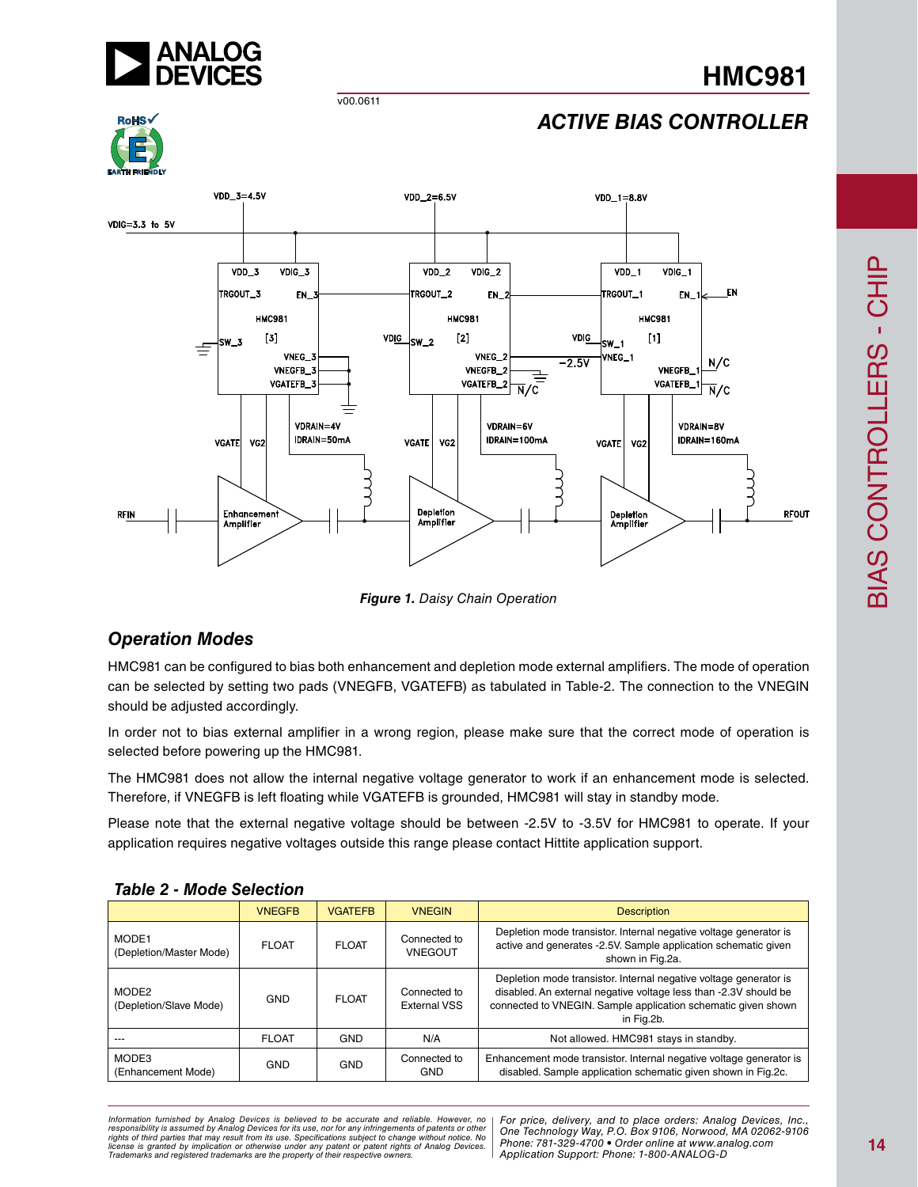Figure 1. Daisy Chain Operation

## Operation Modes

HMC981 can be configured to bias both enhancement and depletion mode external amplifiers. The mode of operation can be selected by setting two pads (VNEGFB, VGATEFB) as tabulated in Table-2. The connection to the VNEGIN should be adjusted accordingly.

In order not to bias external amplifier in a wrong region, please make sure that the correct mode of operation is selected before powering up the HMC981.

The HMC981 does not allow the internal negative voltage generator to work if an enhancement mode is selected. Therefore, if VNEGFB is left floating while VGATEFB is grounded, HMC981 will stay in standby mode.

Please note that the external negative voltage should be between -2.5V to -3.5V for HMC981 to operate. If your application requires negative voltages outside this range please contact Hittite application support.

### Table 2 - Mode Selection

| | VNEGFB | VGATEFB | VNEGIN | Description |
|---|---|---|---|---|
| MODE1 (Depletion/Master Mode) | FLOAT | FLOAT | Connected to VNEGOUT | Depletion mode transistor. Internal negative voltage generator is active and generates -2.5V. Sample application schematic given shown in Fig.2a. |
| MODE2 (Depletion/Slave Mode) | GND | FLOAT | Connected to External VSS | Depletion mode transistor. Internal negative voltage generator is disabled. An external negative voltage less than -2.3V should be connected to VNEGIN. Sample application schematic given shown in Fig.2b. |
| --- | FLOAT | GND | N/A | Not allowed. HMC981 stays in standby. |
| MODE3 (Enhancement Mode) | GND | GND | Connected to GND | Enhancement mode transistor. Internal negative voltage generator is disabled. Sample application schematic given shown in Fig.2c. |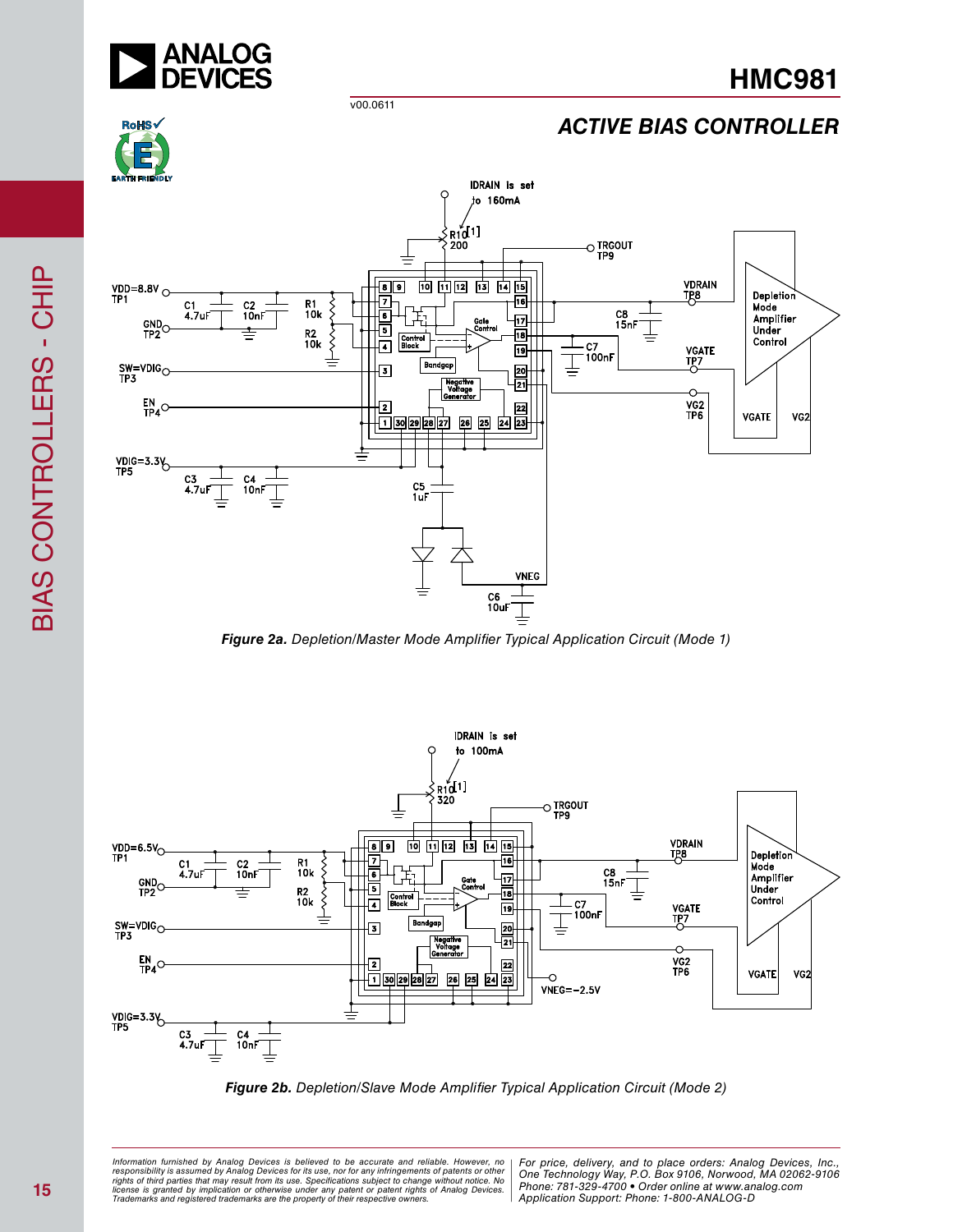**Figure 2a.** *Depletion/Master Mode Amplifier Typical Application Circuit (Mode 1)*

**Figure 2b.** *Depletion/Slave Mode Amplifier Typical Application Circuit (Mode 2)*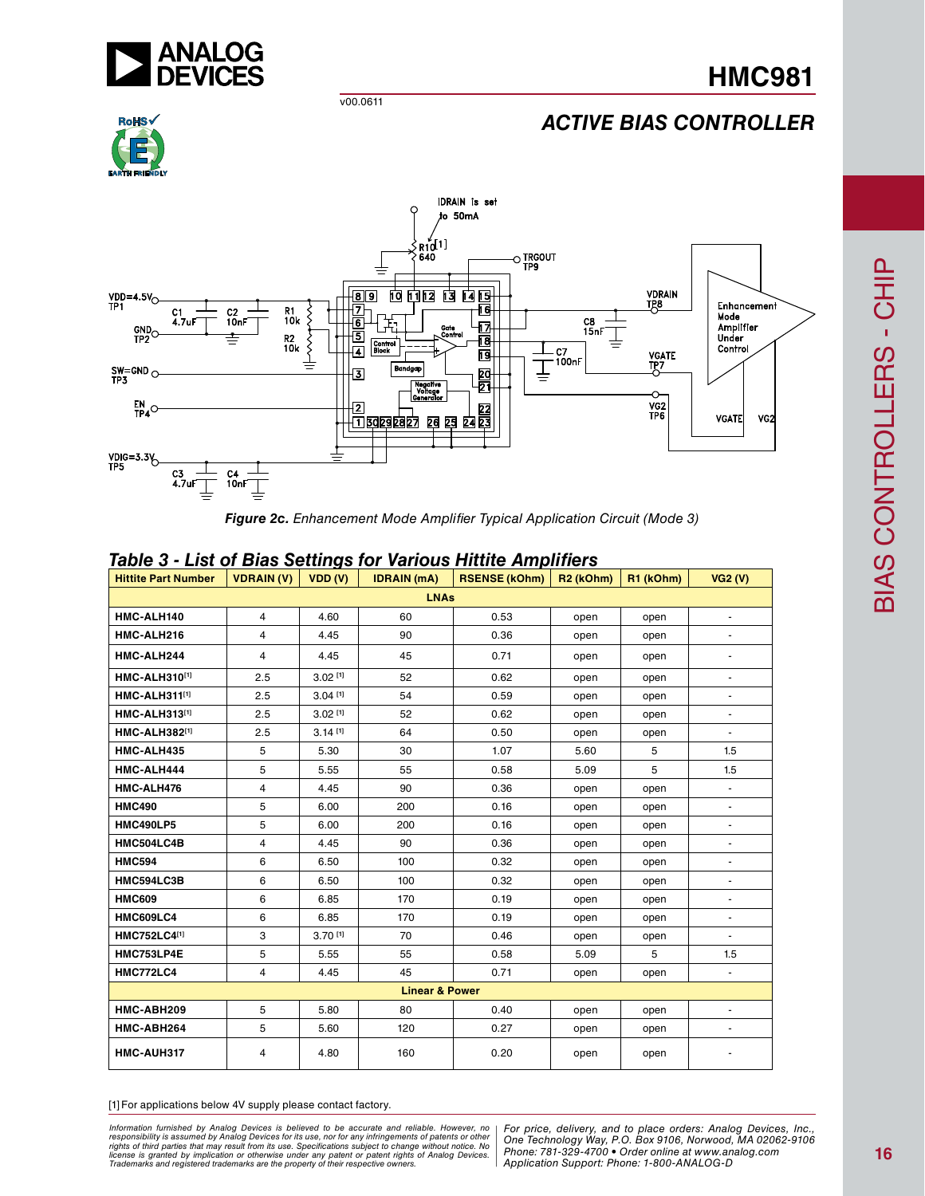# ACTIVE BIAS CONTROLLER

*Figure 2c. Enhancement Mode Amplifier Typical Application Circuit (Mode 3)*

## Table 3 - List of Bias Settings for Various Hittite Amplifiers

| Hittite Part Number | VDRAIN (V) | VDD (V) | IDRAIN (mA) | RSENSE (kOhm) | R2 (kOhm) | R1 (kOhm) | VG2 (V) |
|---|---|---|---|---|---|---|---|
| **LNAs** | | | | | | | |
| HMC-ALH140 | 4 | 4.60 | 60 | 0.53 | open | open | - |
| HMC-ALH216 | 4 | 4.45 | 90 | 0.36 | open | open | - |
| HMC-ALH244 | 4 | 4.45 | 45 | 0.71 | open | open | - |
| HMC-ALH310 [1] | 2.5 | 3.02 [1] | 52 | 0.62 | open | open | - |
| HMC-ALH311 [1] | 2.5 | 3.04 [1] | 54 | 0.59 | open | open | - |
| HMC-ALH313 [1] | 2.5 | 3.02 [1] | 52 | 0.62 | open | open | - |
| HMC-ALH382 [1] | 2.5 | 3.14 [1] | 64 | 0.50 | open | open | - |
| HMC-ALH435 | 5 | 5.30 | 30 | 1.07 | 5.60 | 5 | 1.5 |
| HMC-ALH444 | 5 | 5.55 | 55 | 0.58 | 5.09 | 5 | 1.5 |
| HMC-ALH476 | 4 | 4.45 | 90 | 0.36 | open | open | - |
| HMC490 | 5 | 6.00 | 200 | 0.16 | open | open | - |
| HMC490LP5 | 5 | 6.00 | 200 | 0.16 | open | open | - |
| HMC504LC4B | 4 | 4.45 | 90 | 0.36 | open | open | - |
| HMC594 | 6 | 6.50 | 100 | 0.32 | open | open | - |
| HMC594LC3B | 6 | 6.50 | 100 | 0.32 | open | open | - |
| HMC609 | 6 | 6.85 | 170 | 0.19 | open | open | - |
| HMC609LC4 | 6 | 6.85 | 170 | 0.19 | open | open | - |
| HMC752LC4 [1] | 3 | 3.70 [1] | 70 | 0.46 | open | open | - |
| HMC753LP4E | 5 | 5.55 | 55 | 0.58 | 5.09 | 5 | 1.5 |
| HMC772LC4 | 4 | 4.45 | 45 | 0.71 | open | open | - |
| **Linear & Power** | | | | | | | |
| HMC-ABH209 | 5 | 5.80 | 80 | 0.40 | open | open | - |
| HMC-ABH264 | 5 | 5.60 | 120 | 0.27 | open | open | - |
| HMC-AUH317 | 4 | 4.80 | 160 | 0.20 | open | open | - |

[1] For applications below 4V supply please contact factory.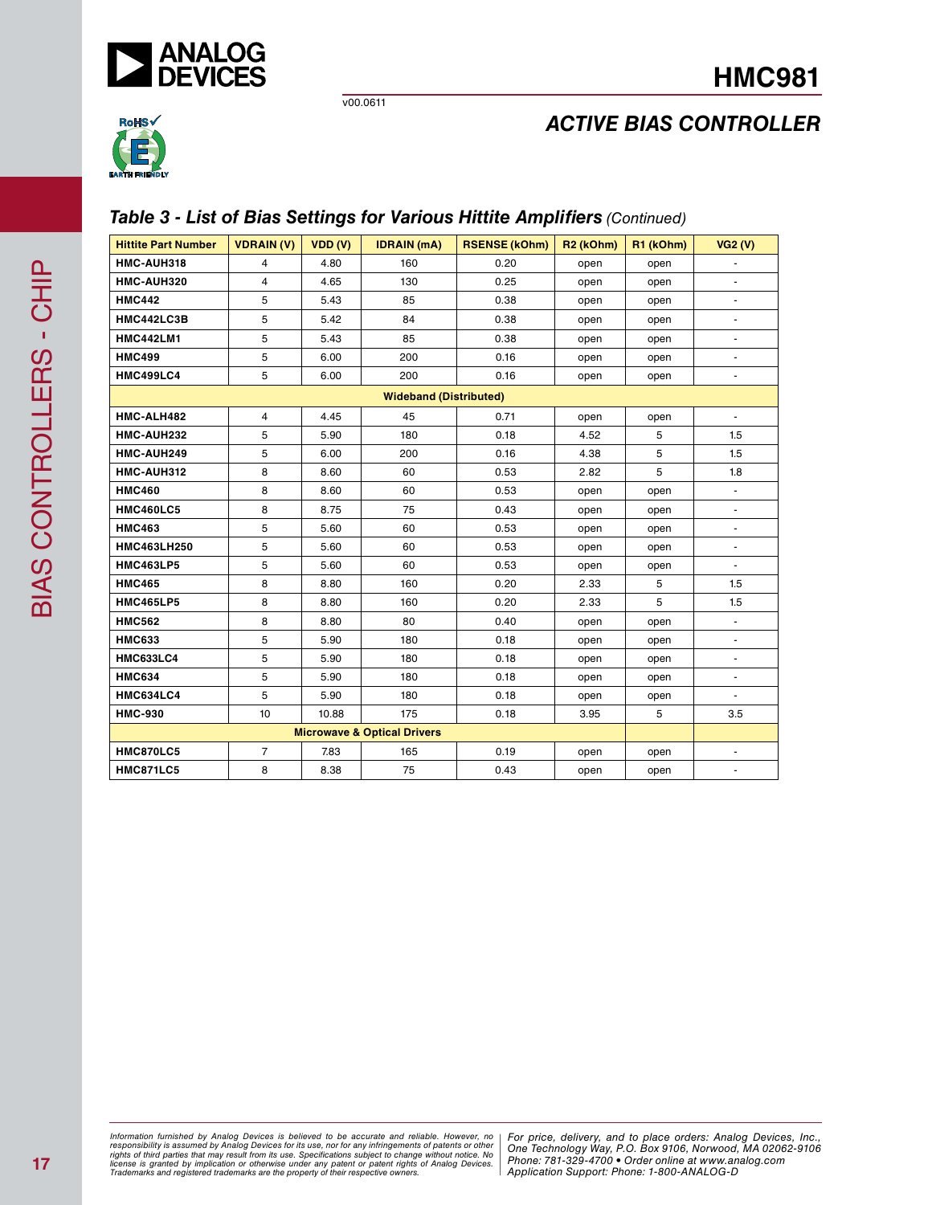## Table 3 - List of Bias Settings for Various Hittite Amplifiers *(Continued)*

| Hittite Part Number | VDRAIN (V) | VDD (V) | IDRAIN (mA) | RSENSE (kOhm) | R2 (kOhm) | R1 (kOhm) | VG2 (V) |
|---|---|---|---|---|---|---|---|
| HMC-AUH318 | 4 | 4.80 | 160 | 0.20 | open | open | - |
| HMC-AUH320 | 4 | 4.65 | 130 | 0.25 | open | open | - |
| HMC442 | 5 | 5.43 | 85 | 0.38 | open | open | - |
| HMC442LC3B | 5 | 5.42 | 84 | 0.38 | open | open | - |
| HMC442LM1 | 5 | 5.43 | 85 | 0.38 | open | open | - |
| HMC499 | 5 | 6.00 | 200 | 0.16 | open | open | - |
| HMC499LC4 | 5 | 6.00 | 200 | 0.16 | open | open | - |
| **Wideband (Distributed)** | | | | | | | |
| HMC-ALH482 | 4 | 4.45 | 45 | 0.71 | open | open | - |
| HMC-AUH232 | 5 | 5.90 | 180 | 0.18 | 4.52 | 5 | 1.5 |
| HMC-AUH249 | 5 | 6.00 | 200 | 0.16 | 4.38 | 5 | 1.5 |
| HMC-AUH312 | 8 | 8.60 | 60 | 0.53 | 2.82 | 5 | 1.8 |
| HMC460 | 8 | 8.60 | 60 | 0.53 | open | open | - |
| HMC460LC5 | 8 | 8.75 | 75 | 0.43 | open | open | - |
| HMC463 | 5 | 5.60 | 60 | 0.53 | open | open | - |
| HMC463LH250 | 5 | 5.60 | 60 | 0.53 | open | open | - |
| HMC463LP5 | 5 | 5.60 | 60 | 0.53 | open | open | - |
| HMC465 | 8 | 8.80 | 160 | 0.20 | 2.33 | 5 | 1.5 |
| HMC465LP5 | 8 | 8.80 | 160 | 0.20 | 2.33 | 5 | 1.5 |
| HMC562 | 8 | 8.80 | 80 | 0.40 | open | open | - |
| HMC633 | 5 | 5.90 | 180 | 0.18 | open | open | - |
| HMC633LC4 | 5 | 5.90 | 180 | 0.18 | open | open | - |
| HMC634 | 5 | 5.90 | 180 | 0.18 | open | open | - |
| HMC634LC4 | 5 | 5.90 | 180 | 0.18 | open | open | - |
| HMC-930 | 10 | 10.88 | 175 | 0.18 | 3.95 | 5 | 3.5 |
| **Microwave & Optical Drivers** | | | | | | | |
| HMC870LC5 | 7 | 7.83 | 165 | 0.19 | open | open | - |
| HMC871LC5 | 8 | 8.38 | 75 | 0.43 | open | open | - |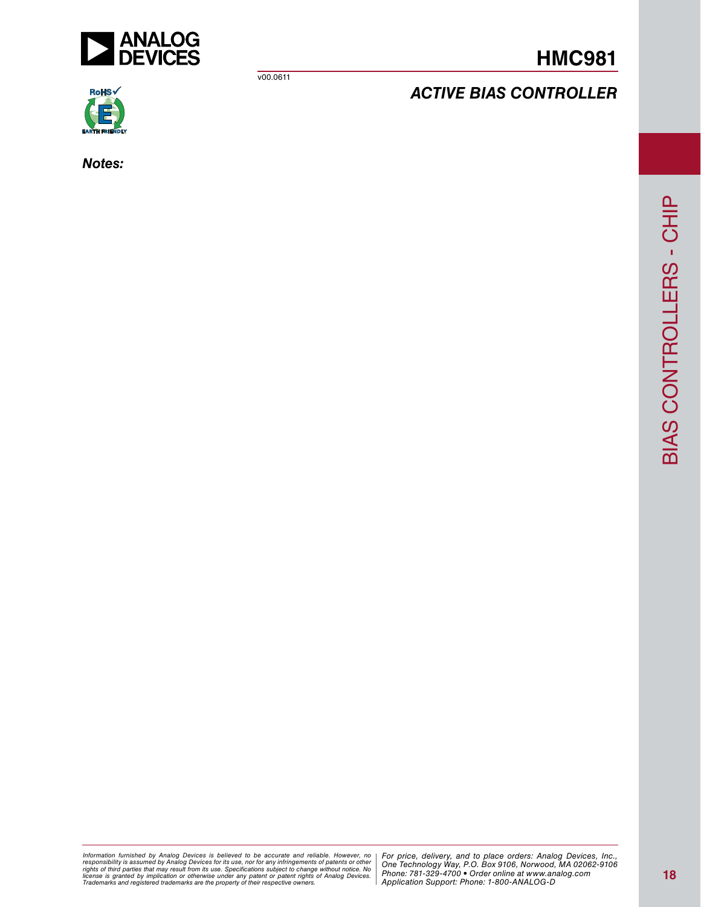*Notes:*